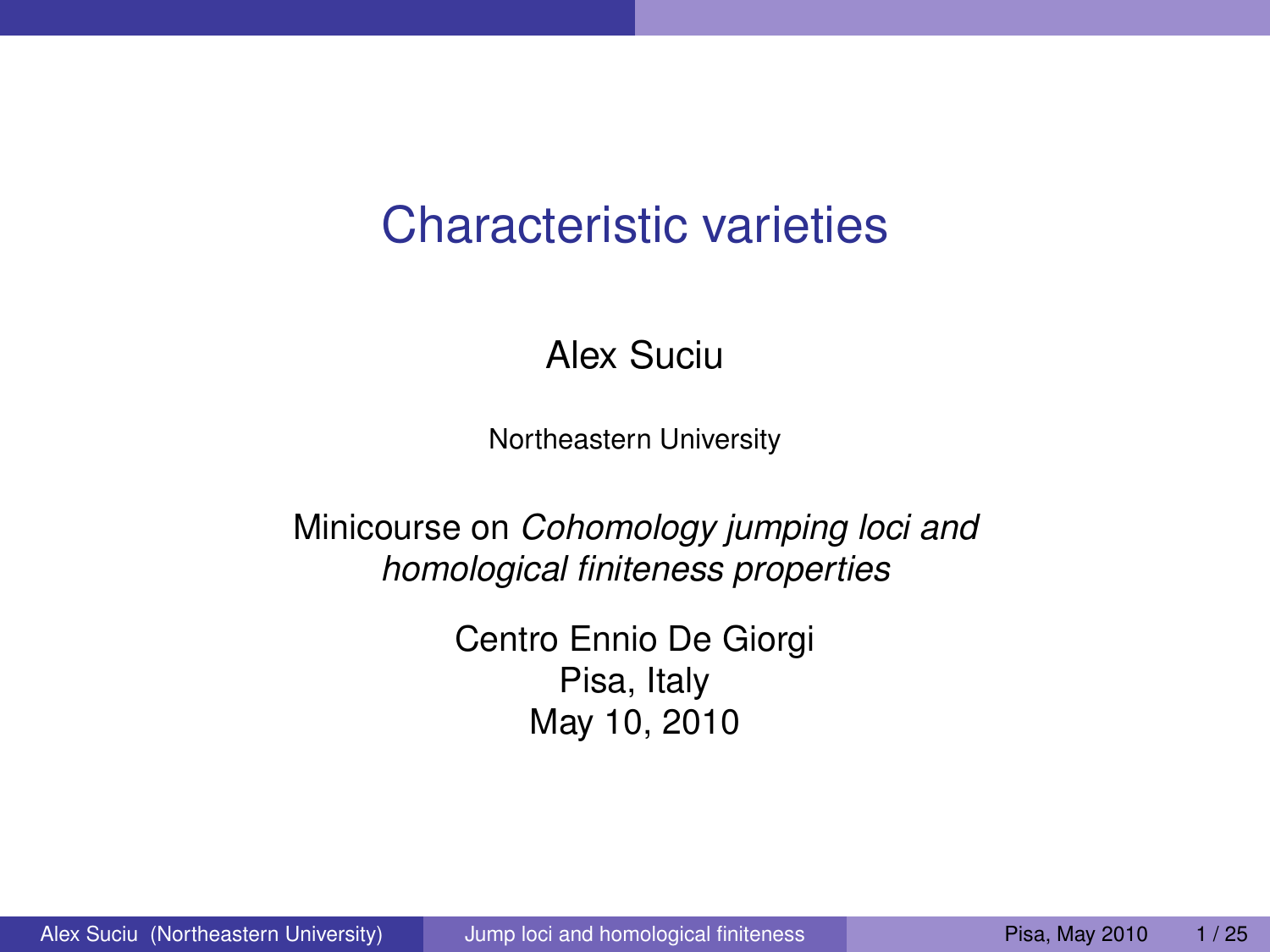# Characteristic varieties

Alex Suciu

Northeastern University

Minicourse on *Cohomology jumping loci and homological finiteness properties*

Centro Ennio De Giorgi
Pisa, Italy
May 10, 2010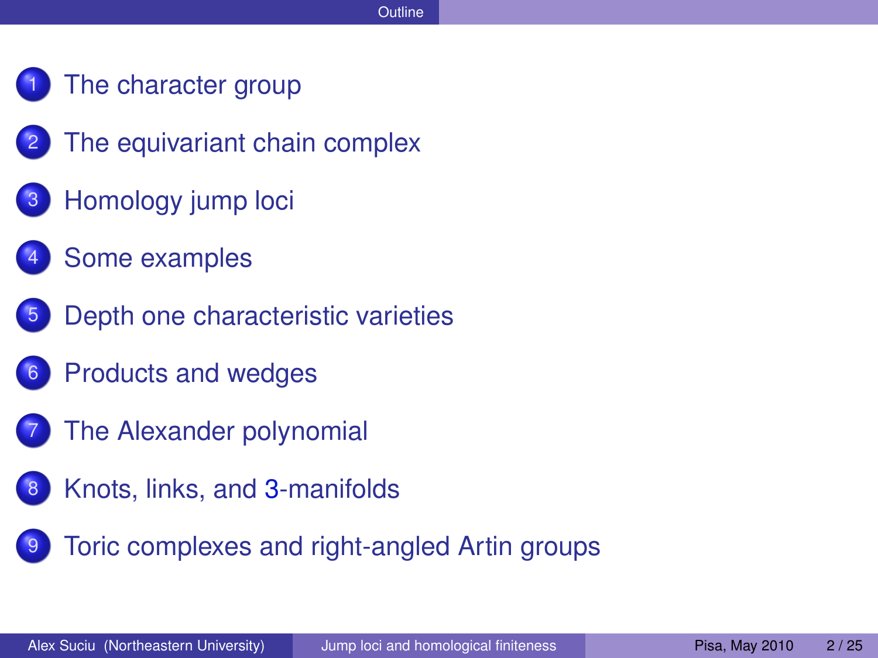# Outline

1. The character group
2. The equivariant chain complex
3. Homology jump loci
4. Some examples
5. Depth one characteristic varieties
6. Products and wedges
7. The Alexander polynomial
8. Knots, links, and 3-manifolds
9. Toric complexes and right-angled Artin groups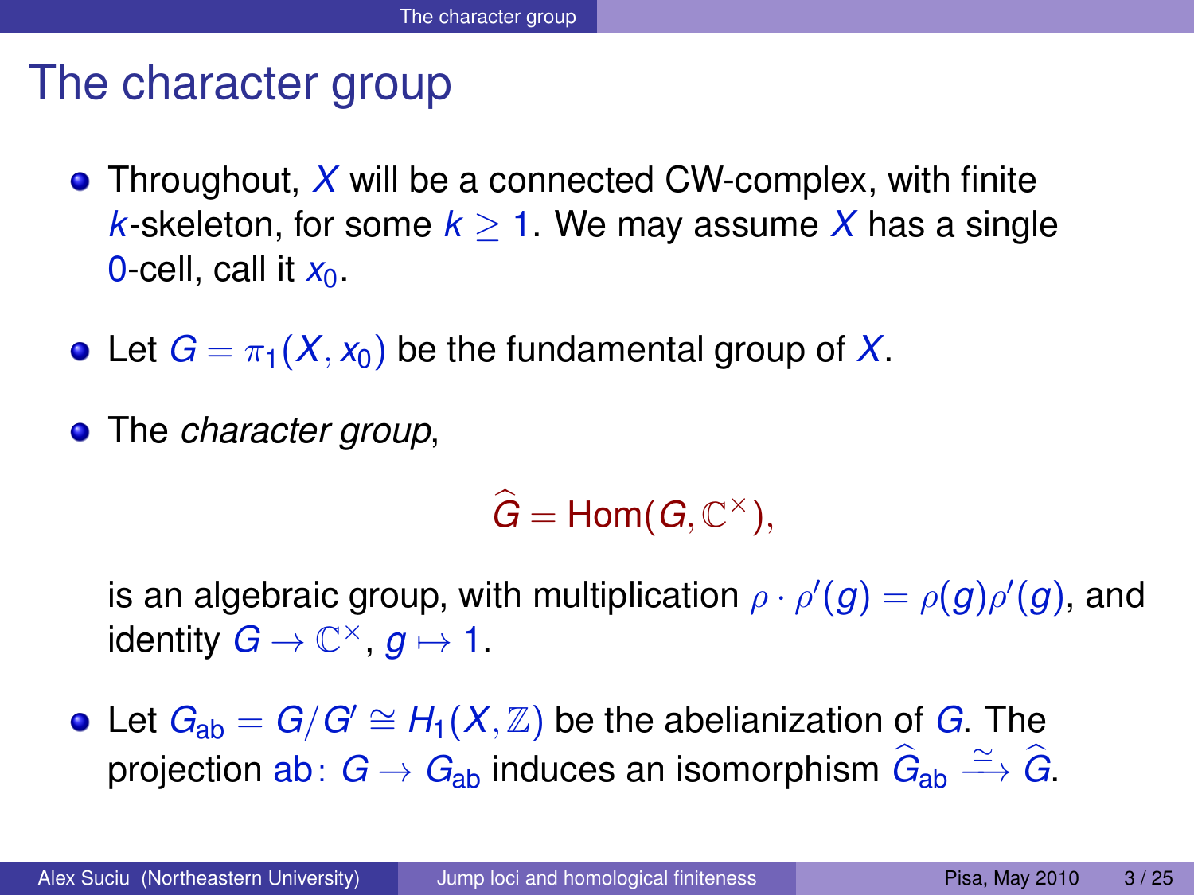# The character group

- Throughout, $X$ will be a connected CW-complex, with finite $k$-skeleton, for some $k \geq 1$. We may assume $X$ has a single $0$-cell, call it $x_0$.

- Let $G = \pi_1(X, x_0)$ be the fundamental group of $X$.

- The *character group*,

$$\widehat{G} = \mathrm{Hom}(G, \mathbb{C}^\times),$$

  is an algebraic group, with multiplication $\rho \cdot \rho'(g) = \rho(g)\rho'(g)$, and identity $G \to \mathbb{C}^\times$, $g \mapsto 1$.

- Let $G_{\mathrm{ab}} = G/G' \cong H_1(X, \mathbb{Z})$ be the abelianization of $G$. The projection $\mathrm{ab}\colon G \to G_{\mathrm{ab}}$ induces an isomorphism $\widehat{G}_{\mathrm{ab}} \xrightarrow{\simeq} \widehat{G}$.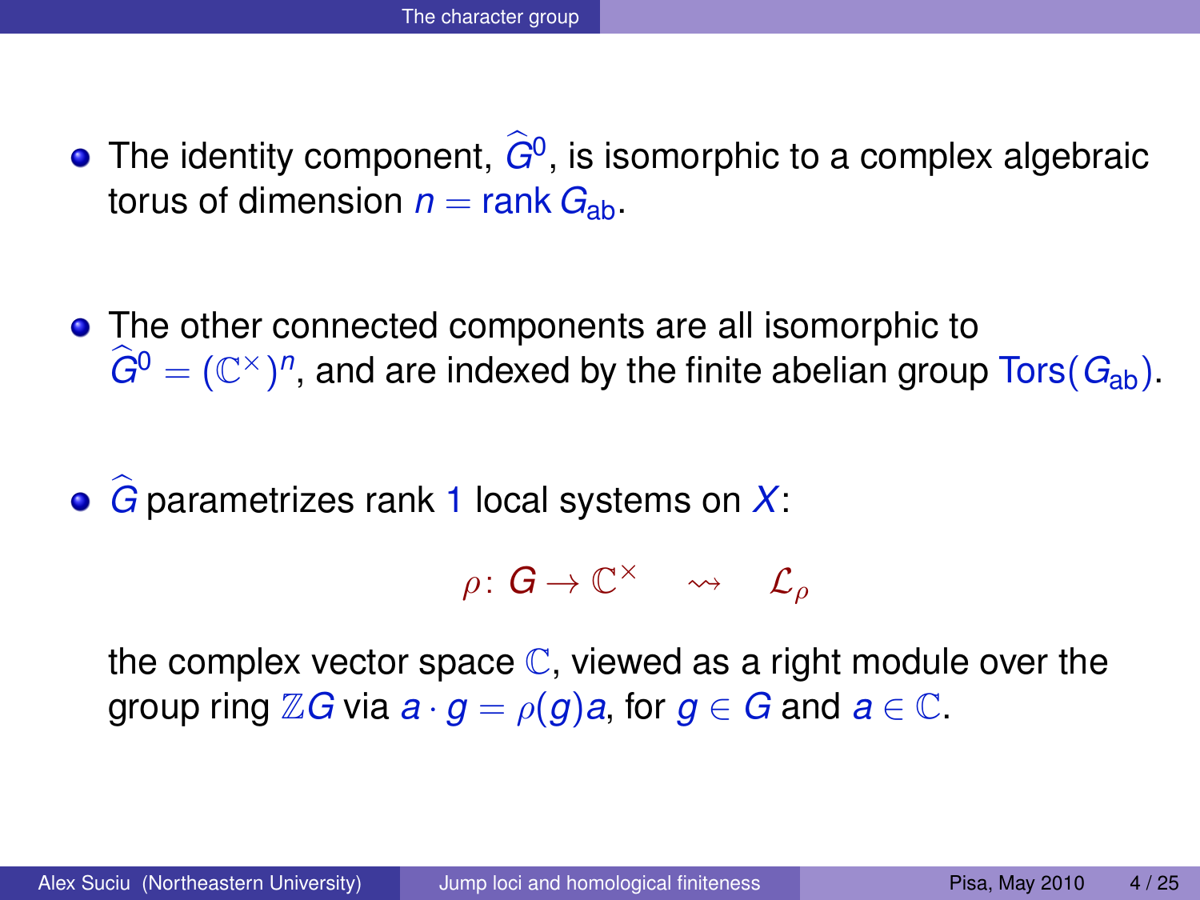## The character group

- The identity component, $\widehat{G}^0$, is isomorphic to a complex algebraic torus of dimension $n = \operatorname{rank} G_{\text{ab}}$.

- The other connected components are all isomorphic to $\widehat{G}^0 = (\mathbb{C}^\times)^n$, and are indexed by the finite abelian group $\operatorname{Tors}(G_{\text{ab}})$.

- $\widehat{G}$ parametrizes rank 1 local systems on $X$:

$$\rho\colon G \to \mathbb{C}^\times \quad \rightsquigarrow \quad \mathcal{L}_\rho$$

  the complex vector space $\mathbb{C}$, viewed as a right module over the group ring $\mathbb{Z}G$ via $a \cdot g = \rho(g)a$, for $g \in G$ and $a \in \mathbb{C}$.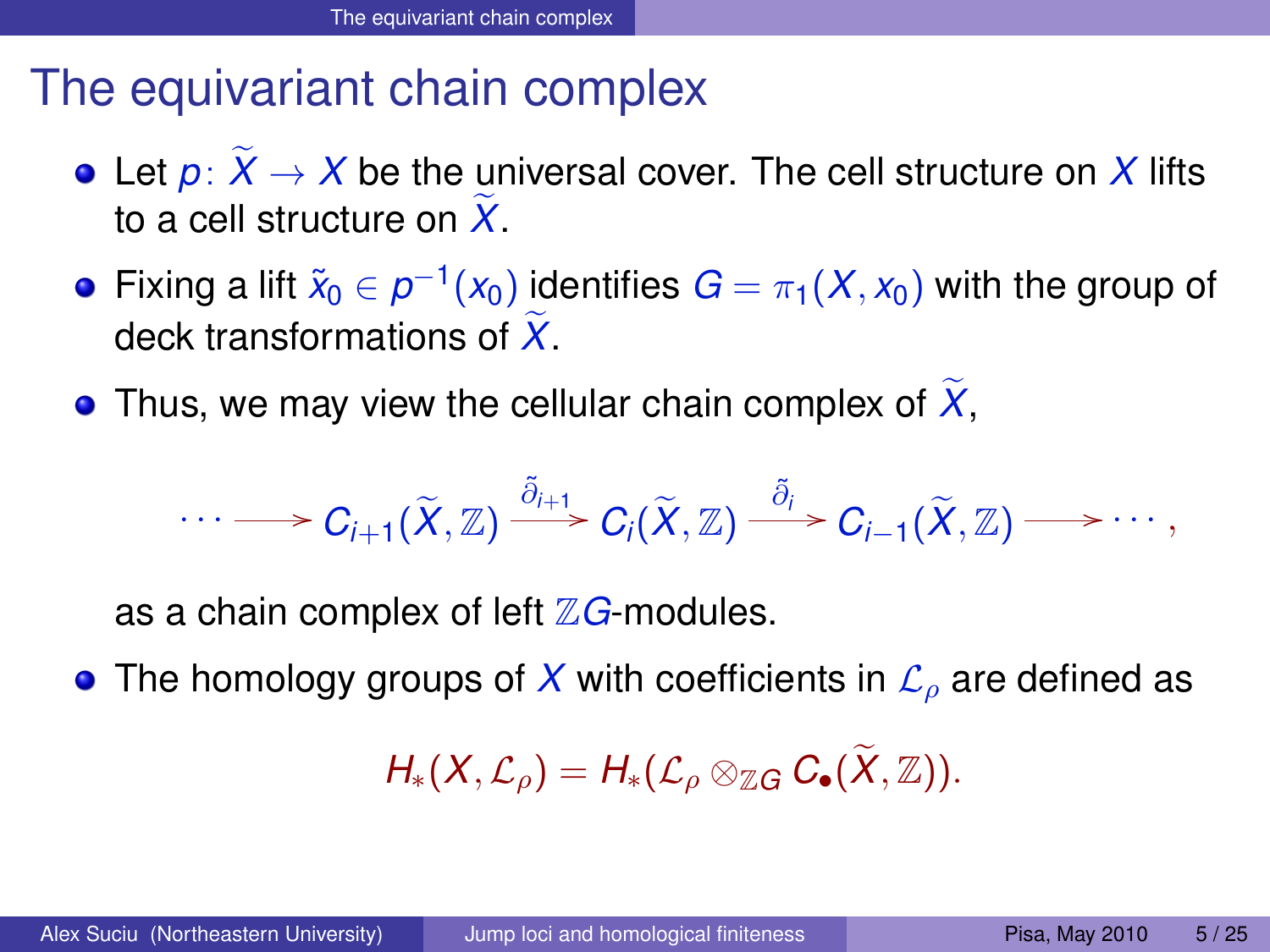# The equivariant chain complex

- Let $p\colon \widetilde{X} \to X$ be the universal cover. The cell structure on $X$ lifts to a cell structure on $\widetilde{X}$.
- Fixing a lift $\tilde{x}_0 \in p^{-1}(x_0)$ identifies $G = \pi_1(X, x_0)$ with the group of deck transformations of $\widetilde{X}$.
- Thus, we may view the cellular chain complex of $\widetilde{X}$,

$$\cdots \longrightarrow C_{i+1}(\widetilde{X}, \mathbb{Z}) \xrightarrow{\tilde{\partial}_{i+1}} C_i(\widetilde{X}, \mathbb{Z}) \xrightarrow{\tilde{\partial}_i} C_{i-1}(\widetilde{X}, \mathbb{Z}) \longrightarrow \cdots,$$

  as a chain complex of left $\mathbb{Z}G$-modules.
- The homology groups of $X$ with coefficients in $\mathcal{L}_\rho$ are defined as

$$H_*(X, \mathcal{L}_\rho) = H_*(\mathcal{L}_\rho \otimes_{\mathbb{Z}G} C_\bullet(\widetilde{X}, \mathbb{Z})).$$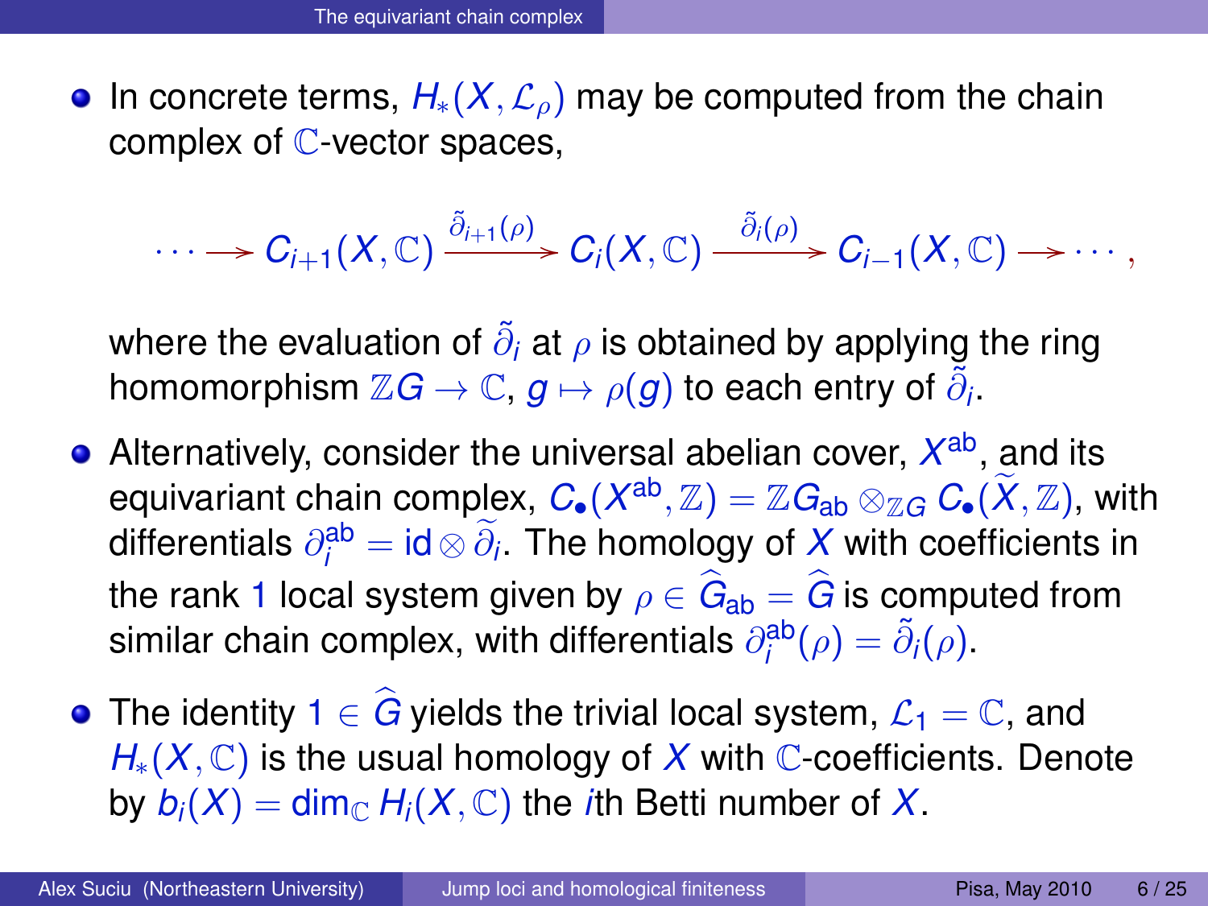- In concrete terms, $H_*(X, \mathcal{L}_\rho)$ may be computed from the chain complex of $\mathbb{C}$-vector spaces,

$$\cdots \longrightarrow C_{i+1}(X,\mathbb{C}) \xrightarrow{\tilde{\partial}_{i+1}(\rho)} C_i(X,\mathbb{C}) \xrightarrow{\tilde{\partial}_i(\rho)} C_{i-1}(X,\mathbb{C}) \longrightarrow \cdots,$$

  where the evaluation of $\tilde{\partial}_i$ at $\rho$ is obtained by applying the ring homomorphism $\mathbb{Z}G \to \mathbb{C}$, $g \mapsto \rho(g)$ to each entry of $\tilde{\partial}_i$.

- Alternatively, consider the universal abelian cover, $X^{\mathrm{ab}}$, and its equivariant chain complex, $C_\bullet(X^{\mathrm{ab}}, \mathbb{Z}) = \mathbb{Z}G_{\mathrm{ab}} \otimes_{\mathbb{Z}G} C_\bullet(\widetilde{X}, \mathbb{Z})$, with differentials $\partial_i^{\mathrm{ab}} = \mathrm{id} \otimes \widetilde{\partial}_i$. The homology of $X$ with coefficients in the rank $1$ local system given by $\rho \in \widehat{G}_{\mathrm{ab}} = \widehat{G}$ is computed from similar chain complex, with differentials $\partial_i^{\mathrm{ab}}(\rho) = \tilde{\partial}_i(\rho)$.

- The identity $1 \in \widehat{G}$ yields the trivial local system, $\mathcal{L}_1 = \mathbb{C}$, and $H_*(X, \mathbb{C})$ is the usual homology of $X$ with $\mathbb{C}$-coefficients. Denote by $b_i(X) = \dim_{\mathbb{C}} H_i(X, \mathbb{C})$ the $i$th Betti number of $X$.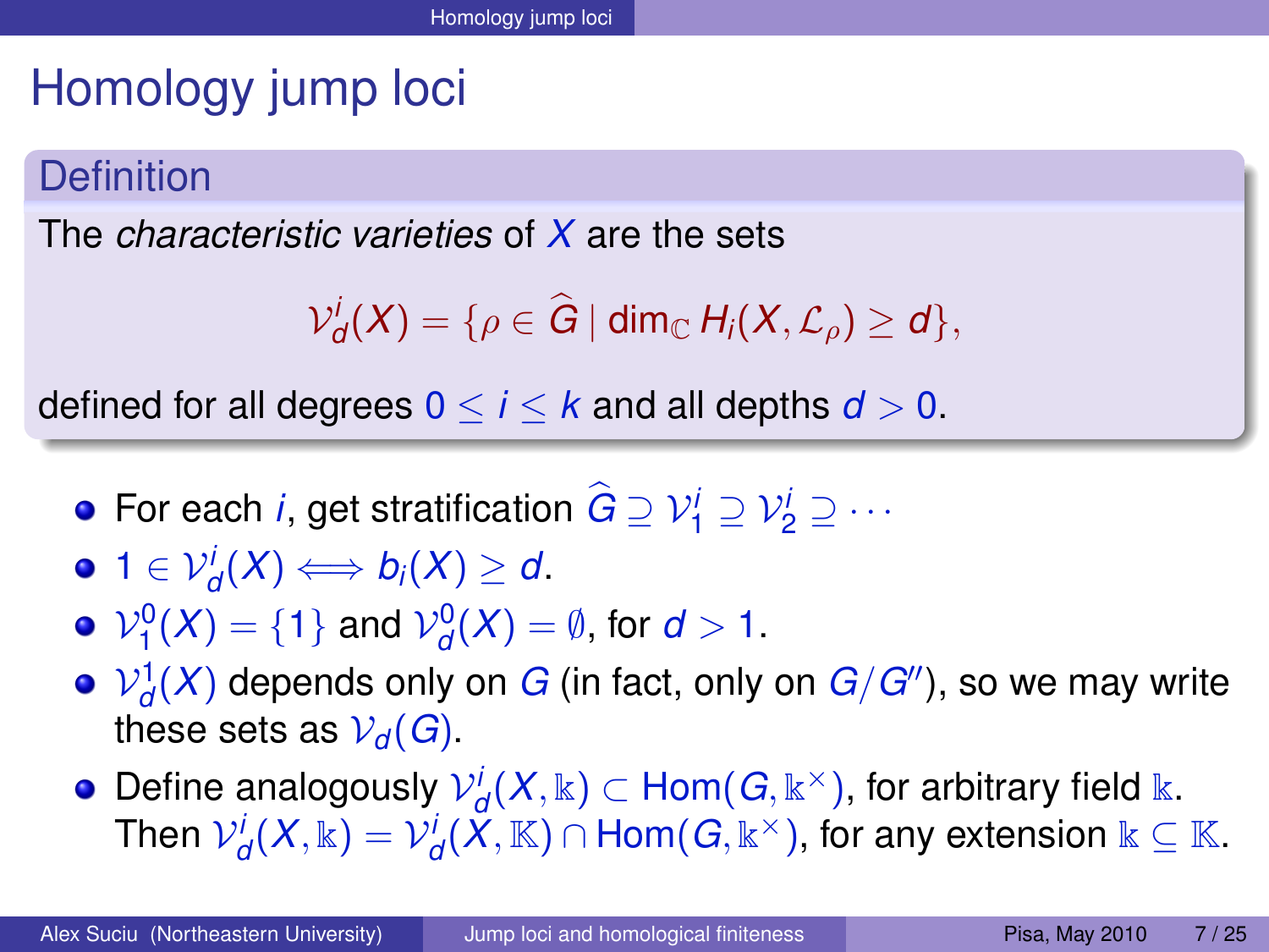# Homology jump loci

## Definition

The *characteristic varieties* of $X$ are the sets

$$\mathcal{V}^i_d(X) = \{\rho \in \widehat{G} \mid \dim_{\mathbb{C}} H_i(X, \mathcal{L}_\rho) \geq d\},$$

defined for all degrees $0 \leq i \leq k$ and all depths $d > 0$.

- For each $i$, get stratification $\widehat{G} \supseteq \mathcal{V}^i_1 \supseteq \mathcal{V}^i_2 \supseteq \cdots$
- $1 \in \mathcal{V}^i_d(X) \iff b_i(X) \geq d$.
- $\mathcal{V}^0_1(X) = \{1\}$ and $\mathcal{V}^0_d(X) = \emptyset$, for $d > 1$.
- $\mathcal{V}^1_d(X)$ depends only on $G$ (in fact, only on $G/G''$), so we may write these sets as $\mathcal{V}_d(G)$.
- Define analogously $\mathcal{V}^i_d(X, \Bbbk) \subset \mathrm{Hom}(G, \Bbbk^\times)$, for arbitrary field $\Bbbk$. Then $\mathcal{V}^i_d(X, \Bbbk) = \mathcal{V}^i_d(X, \mathbb{K}) \cap \mathrm{Hom}(G, \Bbbk^\times)$, for any extension $\Bbbk \subseteq \mathbb{K}$.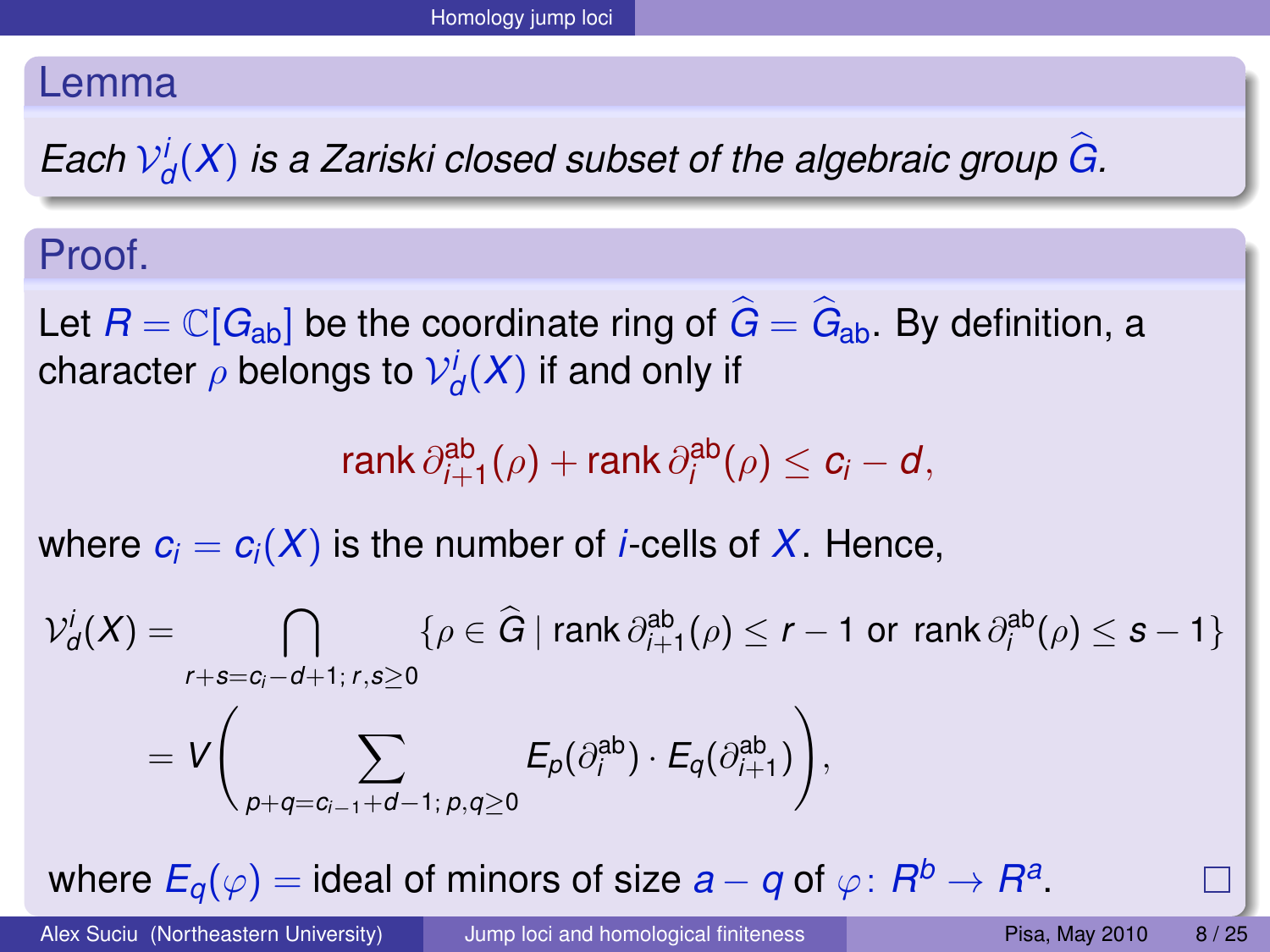## Lemma

*Each $\mathcal{V}^i_d(X)$ is a Zariski closed subset of the algebraic group $\widehat{G}$.*

## Proof.

Let $R = \mathbb{C}[G_{\mathrm{ab}}]$ be the coordinate ring of $\widehat{G} = \widehat{G}_{\mathrm{ab}}$. By definition, a character $\rho$ belongs to $\mathcal{V}^i_d(X)$ if and only if

$$\operatorname{rank} \partial^{\mathrm{ab}}_{i+1}(\rho) + \operatorname{rank} \partial^{\mathrm{ab}}_{i}(\rho) \le c_i - d,$$

where $c_i = c_i(X)$ is the number of $i$-cells of $X$. Hence,

$$\begin{aligned}
\mathcal{V}^i_d(X) &= \bigcap_{r+s=c_i-d+1;\, r,s\ge 0} \{\rho \in \widehat{G} \mid \operatorname{rank} \partial^{\mathrm{ab}}_{i+1}(\rho) \le r-1 \text{ or } \operatorname{rank} \partial^{\mathrm{ab}}_{i}(\rho) \le s-1\} \\
&= V\Bigg( \sum_{p+q=c_{i-1}+d-1;\, p,q\ge 0} E_p(\partial^{\mathrm{ab}}_{i}) \cdot E_q(\partial^{\mathrm{ab}}_{i+1}) \Bigg),
\end{aligned}$$

where $E_q(\varphi) =$ ideal of minors of size $a-q$ of $\varphi \colon R^b \to R^a$. □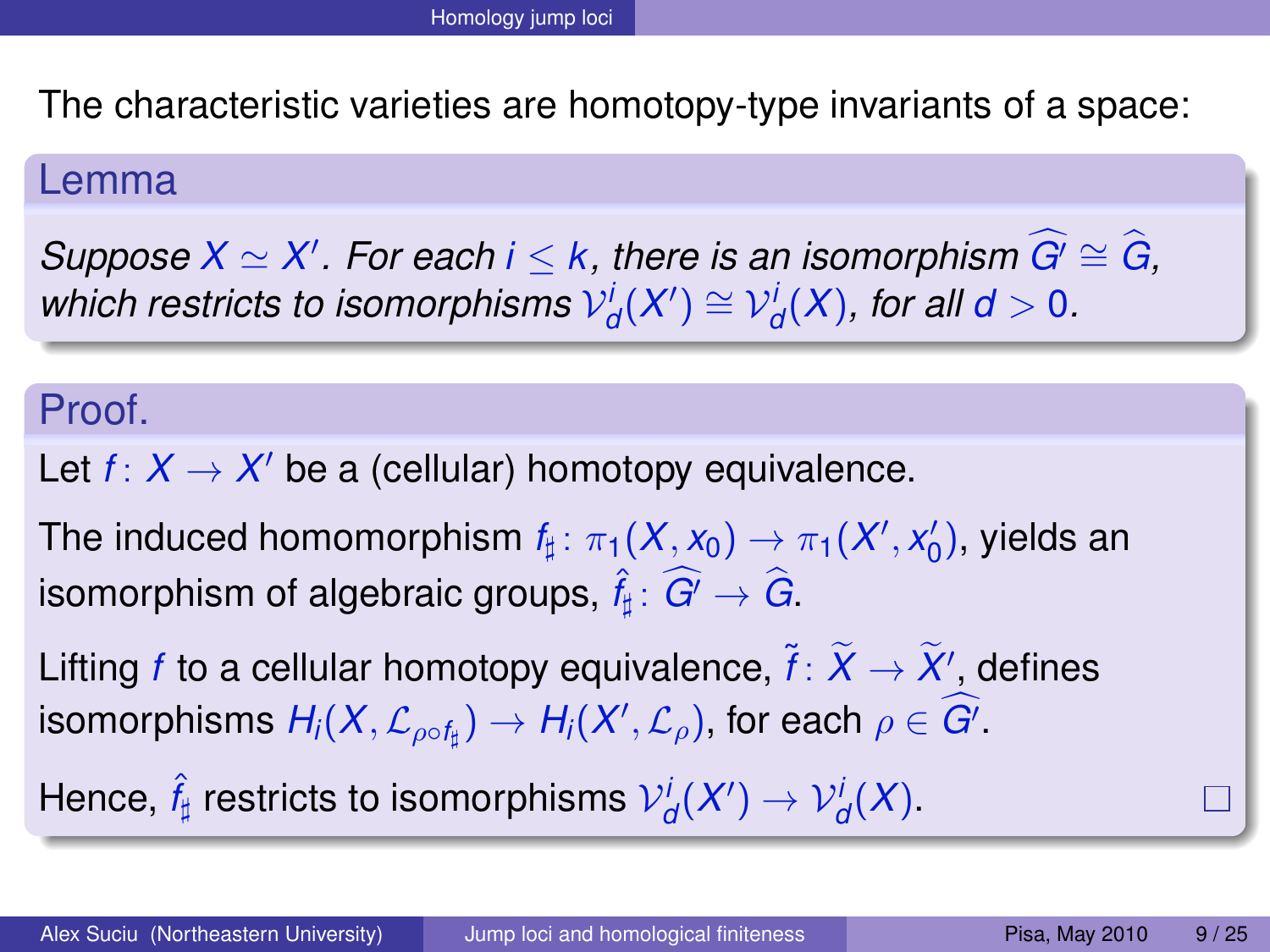The characteristic varieties are homotopy-type invariants of a space:

**Lemma**

*Suppose $X \simeq X'$. For each $i \leq k$, there is an isomorphism $\widehat{G'} \cong \widehat{G}$, which restricts to isomorphisms $\mathcal{V}^i_d(X') \cong \mathcal{V}^i_d(X)$, for all $d > 0$.*

**Proof.**

Let $f\colon X \to X'$ be a (cellular) homotopy equivalence.

The induced homomorphism $f_\sharp\colon \pi_1(X, x_0) \to \pi_1(X', x'_0)$, yields an isomorphism of algebraic groups, $\hat{f}_\sharp\colon \widehat{G'} \to \widehat{G}$.

Lifting $f$ to a cellular homotopy equivalence, $\tilde{f}\colon \widetilde{X} \to \widetilde{X}'$, defines isomorphisms $H_i(X, \mathcal{L}_{\rho\circ f_\sharp}) \to H_i(X', \mathcal{L}_\rho)$, for each $\rho \in \widehat{G'}$.

Hence, $\hat{f}_\sharp$ restricts to isomorphisms $\mathcal{V}^i_d(X') \to \mathcal{V}^i_d(X)$. □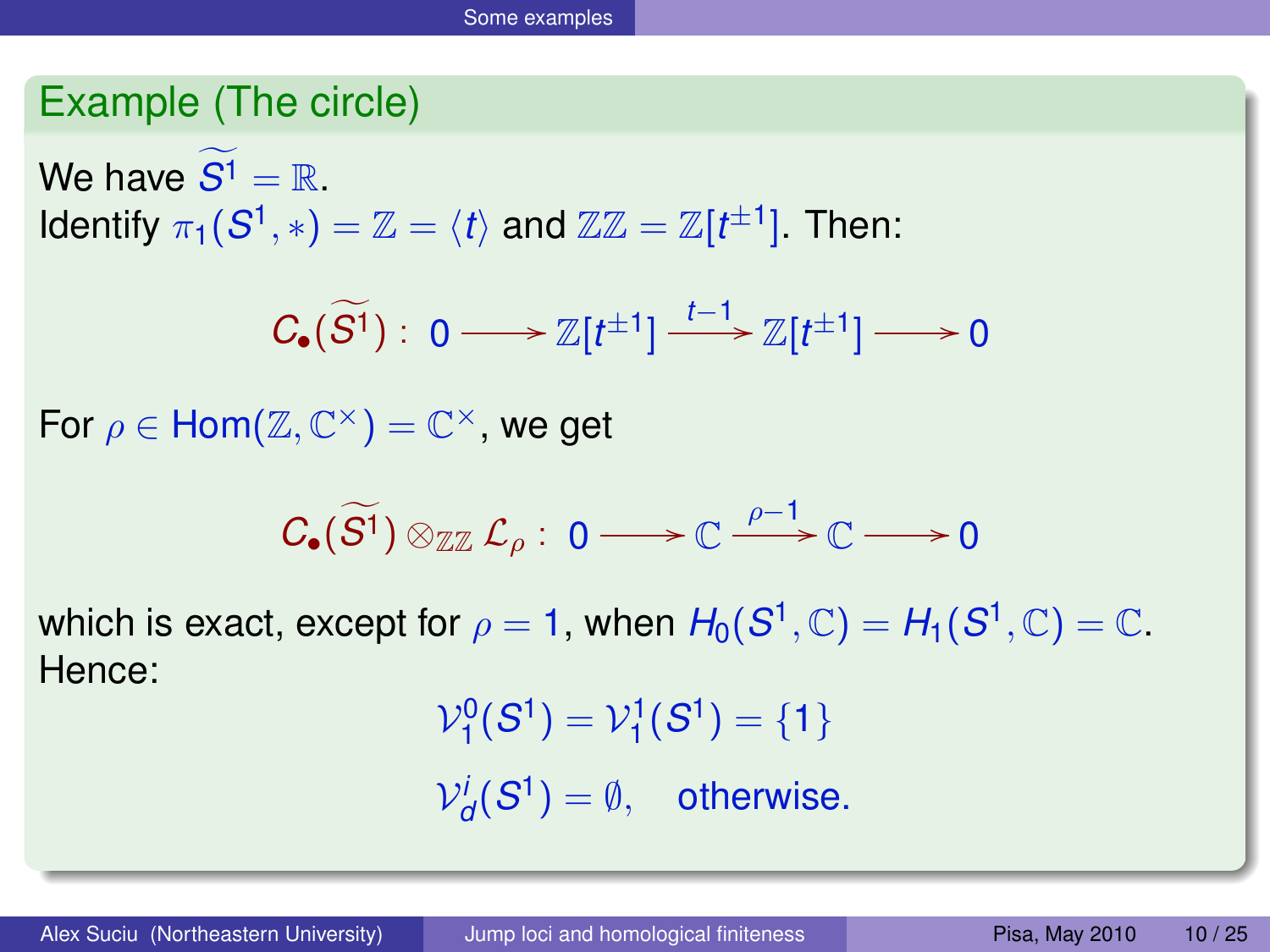## Example (The circle)

We have $\widetilde{S^1} = \mathbb{R}$.
Identify $\pi_1(S^1, *) = \mathbb{Z} = \langle t \rangle$ and $\mathbb{Z}\mathbb{Z} = \mathbb{Z}[t^{\pm 1}]$. Then:

$$C_\bullet(\widetilde{S^1}) : \; 0 \longrightarrow \mathbb{Z}[t^{\pm 1}] \xrightarrow{t-1} \mathbb{Z}[t^{\pm 1}] \longrightarrow 0$$

For $\rho \in \mathrm{Hom}(\mathbb{Z}, \mathbb{C}^\times) = \mathbb{C}^\times$, we get

$$C_\bullet(\widetilde{S^1}) \otimes_{\mathbb{Z}\mathbb{Z}} \mathcal{L}_\rho : \; 0 \longrightarrow \mathbb{C} \xrightarrow{\rho-1} \mathbb{C} \longrightarrow 0$$

which is exact, except for $\rho = 1$, when $H_0(S^1, \mathbb{C}) = H_1(S^1, \mathbb{C}) = \mathbb{C}$.
Hence:

$$\mathcal{V}^0_1(S^1) = \mathcal{V}^1_1(S^1) = \{1\}$$

$$\mathcal{V}^i_d(S^1) = \emptyset, \quad \text{otherwise.}$$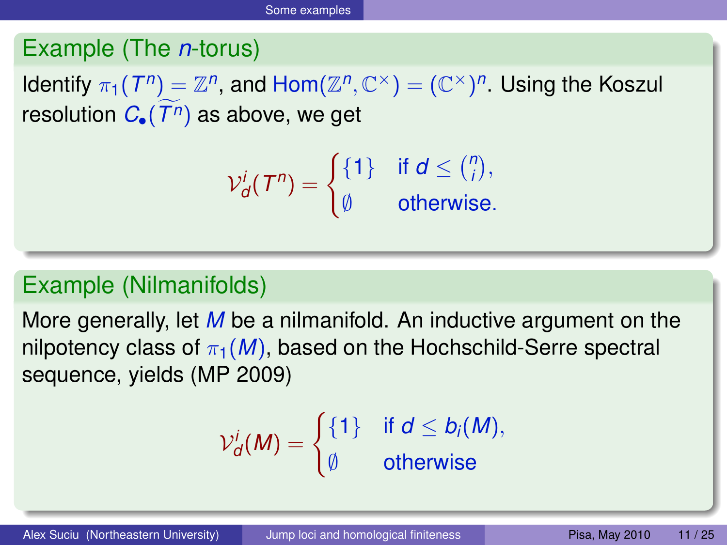### Example (The $n$-torus)

Identify $\pi_1(T^n) = \mathbb{Z}^n$, and $\mathrm{Hom}(\mathbb{Z}^n, \mathbb{C}^\times) = (\mathbb{C}^\times)^n$. Using the Koszul resolution $C_\bullet(\widetilde{T^n})$ as above, we get

$$\mathcal{V}^i_d(T^n) = \begin{cases} \{1\} & \text{if } d \le \binom{n}{i}, \\ \emptyset & \text{otherwise.} \end{cases}$$

### Example (Nilmanifolds)

More generally, let $M$ be a nilmanifold. An inductive argument on the nilpotency class of $\pi_1(M)$, based on the Hochschild-Serre spectral sequence, yields (MP 2009)

$$\mathcal{V}^i_d(M) = \begin{cases} \{1\} & \text{if } d \le b_i(M), \\ \emptyset & \text{otherwise} \end{cases}$$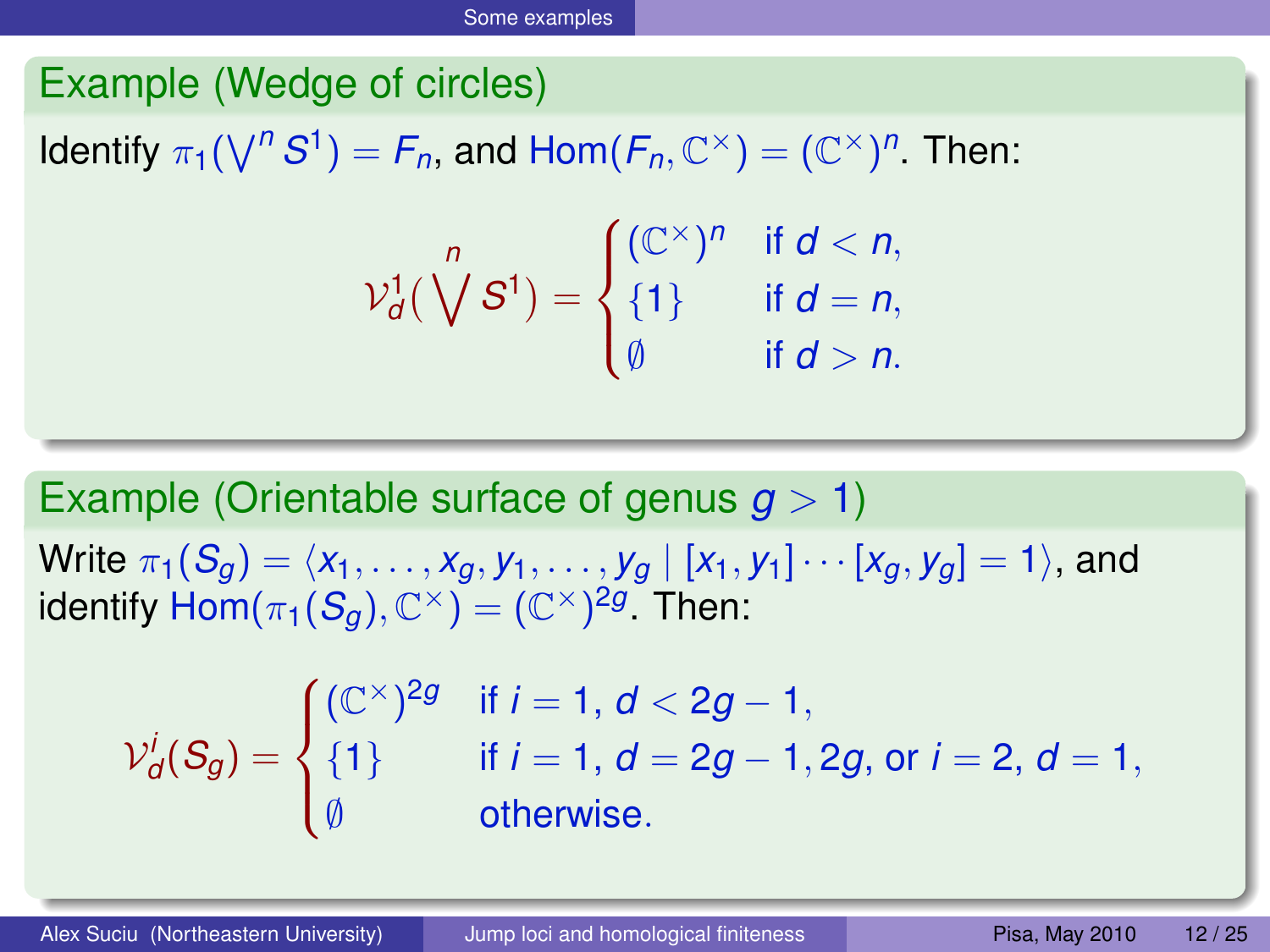## Example (Wedge of circles)

Identify $\pi_1(\bigvee^n S^1) = F_n$, and $\mathrm{Hom}(F_n, \mathbb{C}^\times) = (\mathbb{C}^\times)^n$. Then:

$$\mathcal{V}^1_d(\bigvee^n S^1) = \begin{cases} (\mathbb{C}^\times)^n & \text{if } d < n, \\ \{1\} & \text{if } d = n, \\ \emptyset & \text{if } d > n. \end{cases}$$

## Example (Orientable surface of genus $g > 1$)

Write $\pi_1(S_g) = \langle x_1, \dots, x_g, y_1, \dots, y_g \mid [x_1, y_1] \cdots [x_g, y_g] = 1 \rangle$, and identify $\mathrm{Hom}(\pi_1(S_g), \mathbb{C}^\times) = (\mathbb{C}^\times)^{2g}$. Then:

$$\mathcal{V}^i_d(S_g) = \begin{cases} (\mathbb{C}^\times)^{2g} & \text{if } i = 1,\ d < 2g-1, \\ \{1\} & \text{if } i = 1,\ d = 2g-1, 2g, \text{ or } i = 2,\ d = 1, \\ \emptyset & \text{otherwise.} \end{cases}$$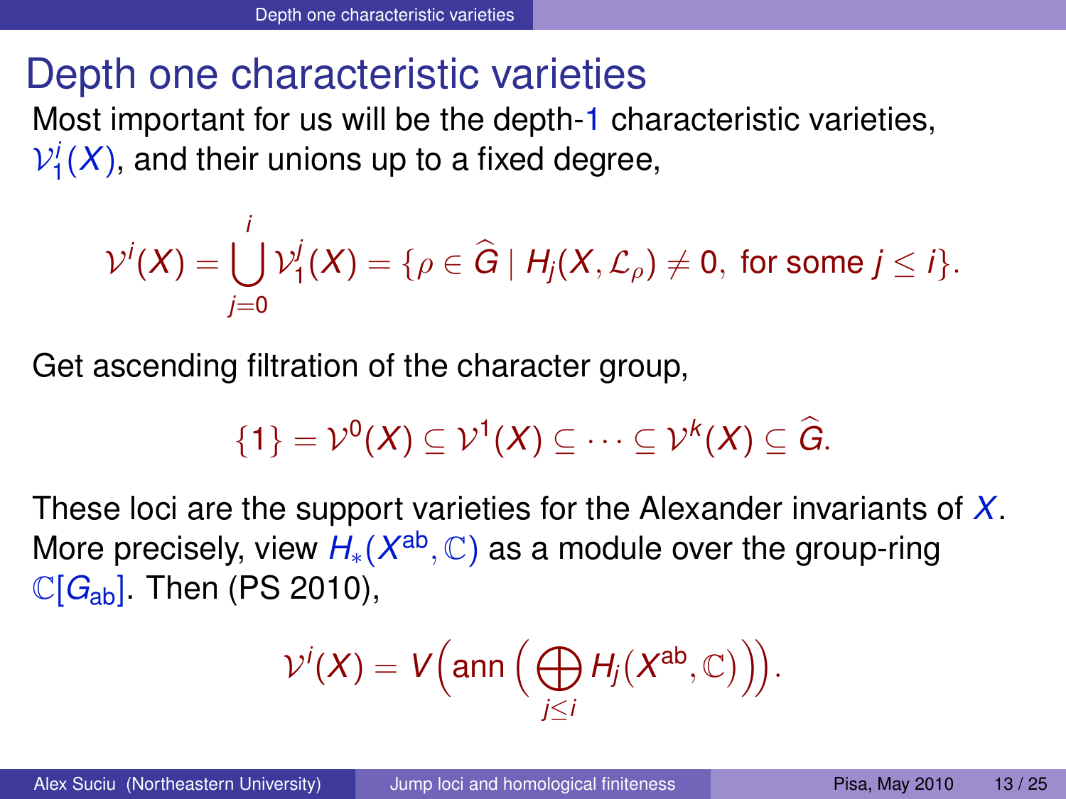# Depth one characteristic varieties

Most important for us will be the depth-1 characteristic varieties, $\mathcal{V}^i_1(X)$, and their unions up to a fixed degree,

$$\mathcal{V}^i(X) = \bigcup_{j=0}^{i} \mathcal{V}^j_1(X) = \{\rho \in \widehat{G} \mid H_j(X, \mathcal{L}_\rho) \neq 0, \text{ for some } j \leq i\}.$$

Get ascending filtration of the character group,

$$\{1\} = \mathcal{V}^0(X) \subseteq \mathcal{V}^1(X) \subseteq \cdots \subseteq \mathcal{V}^k(X) \subseteq \widehat{G}.$$

These loci are the support varieties for the Alexander invariants of $X$. More precisely, view $H_*(X^{\text{ab}}, \mathbb{C})$ as a module over the group-ring $\mathbb{C}[G_{\text{ab}}]$. Then (PS 2010),

$$\mathcal{V}^i(X) = V\Big(\text{ann}\Big(\bigoplus_{j \leq i} H_j(X^{\text{ab}}, \mathbb{C})\Big)\Big).$$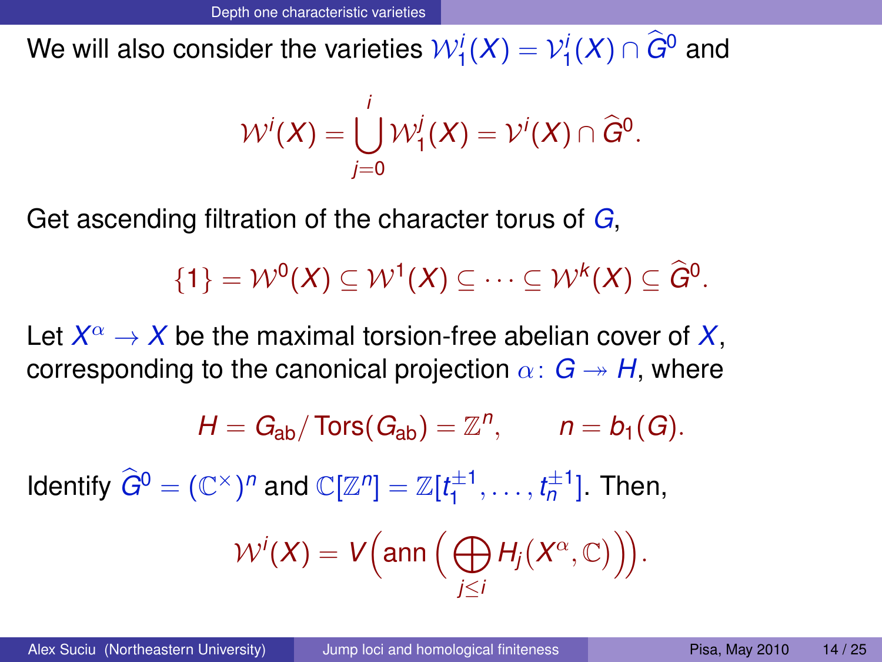We will also consider the varieties $\mathcal{W}_1^i(X) = \mathcal{V}_1^i(X) \cap \widehat{G}^0$ and

$$\mathcal{W}^i(X) = \bigcup_{j=0}^{i} \mathcal{W}_1^j(X) = \mathcal{V}^i(X) \cap \widehat{G}^0.$$

Get ascending filtration of the character torus of $G$,

$$\{1\} = \mathcal{W}^0(X) \subseteq \mathcal{W}^1(X) \subseteq \cdots \subseteq \mathcal{W}^k(X) \subseteq \widehat{G}^0.$$

Let $X^\alpha \to X$ be the maximal torsion-free abelian cover of $X$, corresponding to the canonical projection $\alpha \colon G \twoheadrightarrow H$, where

$$H = G_{\text{ab}}/\operatorname{Tors}(G_{\text{ab}}) = \mathbb{Z}^n, \qquad n = b_1(G).$$

Identify $\widehat{G}^0 = (\mathbb{C}^\times)^n$ and $\mathbb{C}[\mathbb{Z}^n] = \mathbb{Z}[t_1^{\pm 1}, \dots, t_n^{\pm 1}]$. Then,

$$\mathcal{W}^i(X) = V\Big(\operatorname{ann}\Big(\bigoplus_{j \le i} H_j(X^\alpha, \mathbb{C})\Big)\Big).$$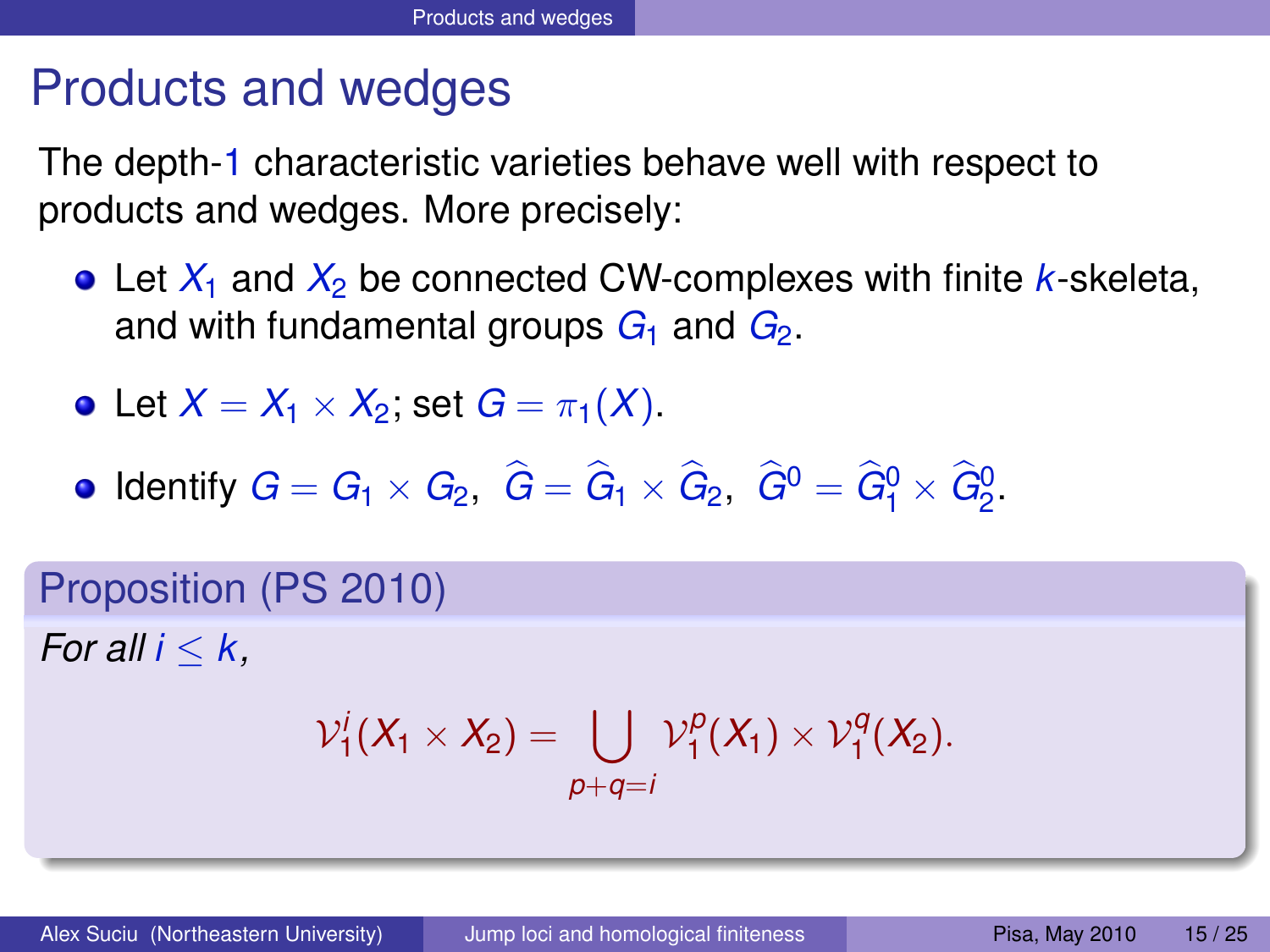# Products and wedges

The depth-1 characteristic varieties behave well with respect to products and wedges. More precisely:

- Let $X_1$ and $X_2$ be connected CW-complexes with finite $k$-skeleta, and with fundamental groups $G_1$ and $G_2$.
- Let $X = X_1 \times X_2$; set $G = \pi_1(X)$.
- Identify $G = G_1 \times G_2$, $\widehat{G} = \widehat{G}_1 \times \widehat{G}_2$, $\widehat{G}^0 = \widehat{G}^0_1 \times \widehat{G}^0_2$.

**Proposition (PS 2010)**

*For all $i \leq k$,*

$$\mathcal{V}^i_1(X_1 \times X_2) = \bigcup_{p+q=i} \mathcal{V}^p_1(X_1) \times \mathcal{V}^q_1(X_2).$$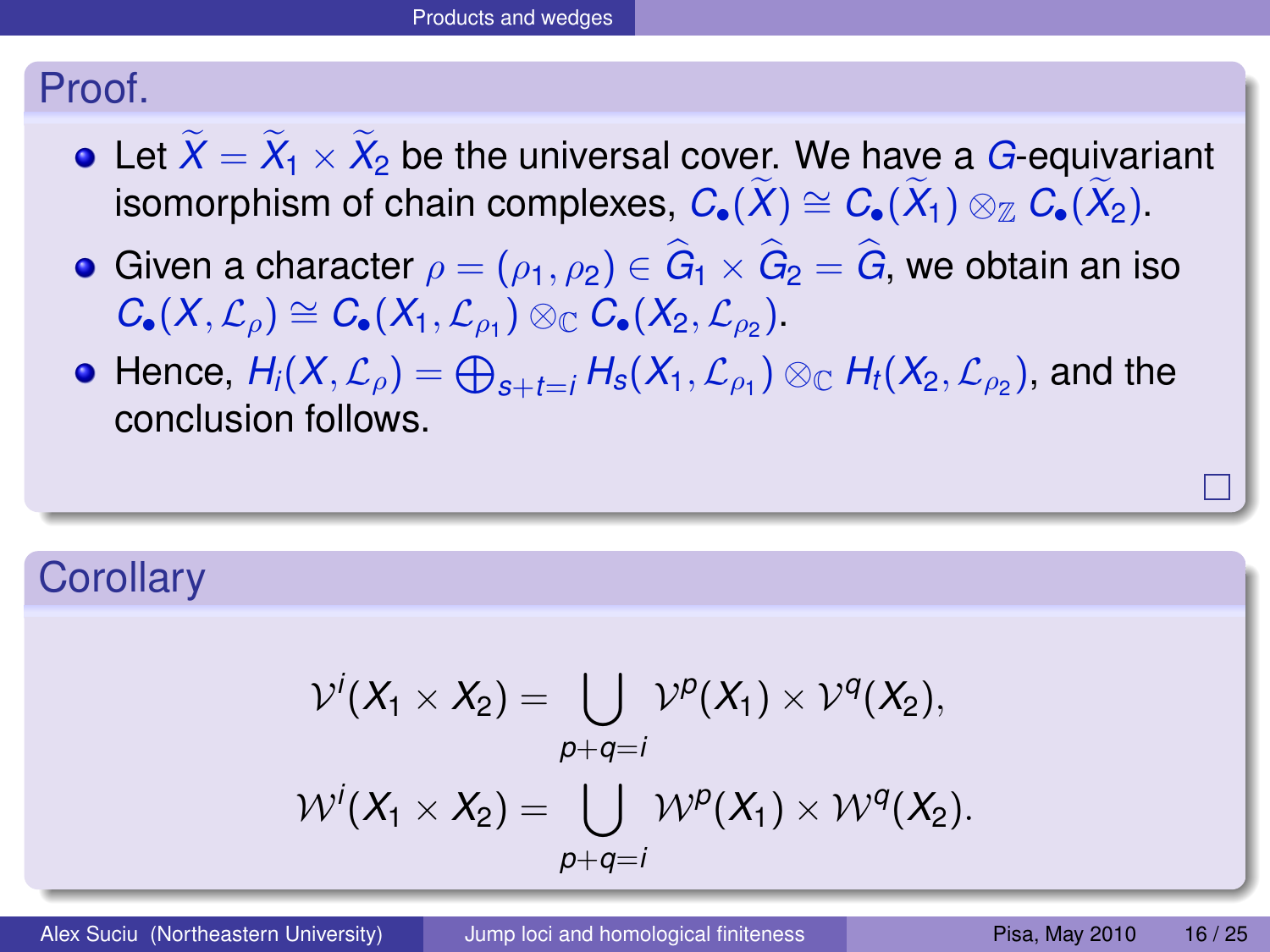## Proof.

- Let $\widetilde{X} = \widetilde{X}_1 \times \widetilde{X}_2$ be the universal cover. We have a $G$-equivariant isomorphism of chain complexes, $C_\bullet(\widetilde{X}) \cong C_\bullet(\widetilde{X}_1) \otimes_{\mathbb{Z}} C_\bullet(\widetilde{X}_2)$.
- Given a character $\rho = (\rho_1, \rho_2) \in \widehat{G}_1 \times \widehat{G}_2 = \widehat{G}$, we obtain an iso $C_\bullet(X, \mathcal{L}_\rho) \cong C_\bullet(X_1, \mathcal{L}_{\rho_1}) \otimes_{\mathbb{C}} C_\bullet(X_2, \mathcal{L}_{\rho_2})$.
- Hence, $H_i(X, \mathcal{L}_\rho) = \bigoplus_{s+t=i} H_s(X_1, \mathcal{L}_{\rho_1}) \otimes_{\mathbb{C}} H_t(X_2, \mathcal{L}_{\rho_2})$, and the conclusion follows.

□

## Corollary

$$\mathcal{V}^i(X_1 \times X_2) = \bigcup_{p+q=i} \mathcal{V}^p(X_1) \times \mathcal{V}^q(X_2),$$

$$\mathcal{W}^i(X_1 \times X_2) = \bigcup_{p+q=i} \mathcal{W}^p(X_1) \times \mathcal{W}^q(X_2).$$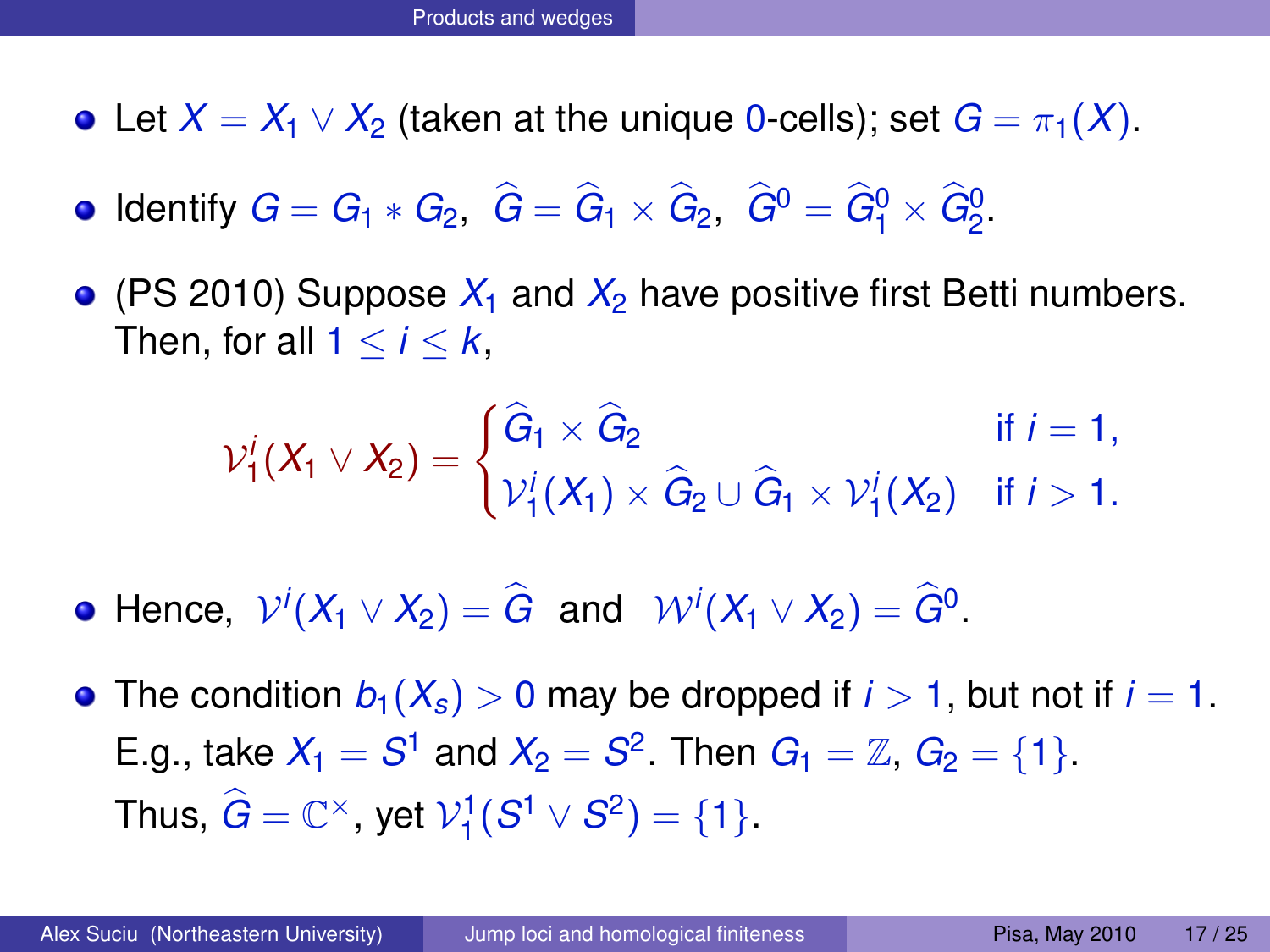## Products and wedges

- Let $X = X_1 \vee X_2$ (taken at the unique $0$-cells); set $G = \pi_1(X)$.
- Identify $G = G_1 * G_2$, $\widehat{G} = \widehat{G}_1 \times \widehat{G}_2$, $\widehat{G}^0 = \widehat{G}_1^0 \times \widehat{G}_2^0$.
- (PS 2010) Suppose $X_1$ and $X_2$ have positive first Betti numbers. Then, for all $1 \leq i \leq k$,

$$\mathcal{V}_1^i(X_1 \vee X_2) = \begin{cases} \widehat{G}_1 \times \widehat{G}_2 & \text{if } i = 1, \\ \mathcal{V}_1^i(X_1) \times \widehat{G}_2 \cup \widehat{G}_1 \times \mathcal{V}_1^i(X_2) & \text{if } i > 1. \end{cases}$$

- Hence, $\mathcal{V}^i(X_1 \vee X_2) = \widehat{G}$ and $\mathcal{W}^i(X_1 \vee X_2) = \widehat{G}^0$.
- The condition $b_1(X_s) > 0$ may be dropped if $i > 1$, but not if $i = 1$. E.g., take $X_1 = S^1$ and $X_2 = S^2$. Then $G_1 = \mathbb{Z}$, $G_2 = \{1\}$. Thus, $\widehat{G} = \mathbb{C}^\times$, yet $\mathcal{V}_1^1(S^1 \vee S^2) = \{1\}$.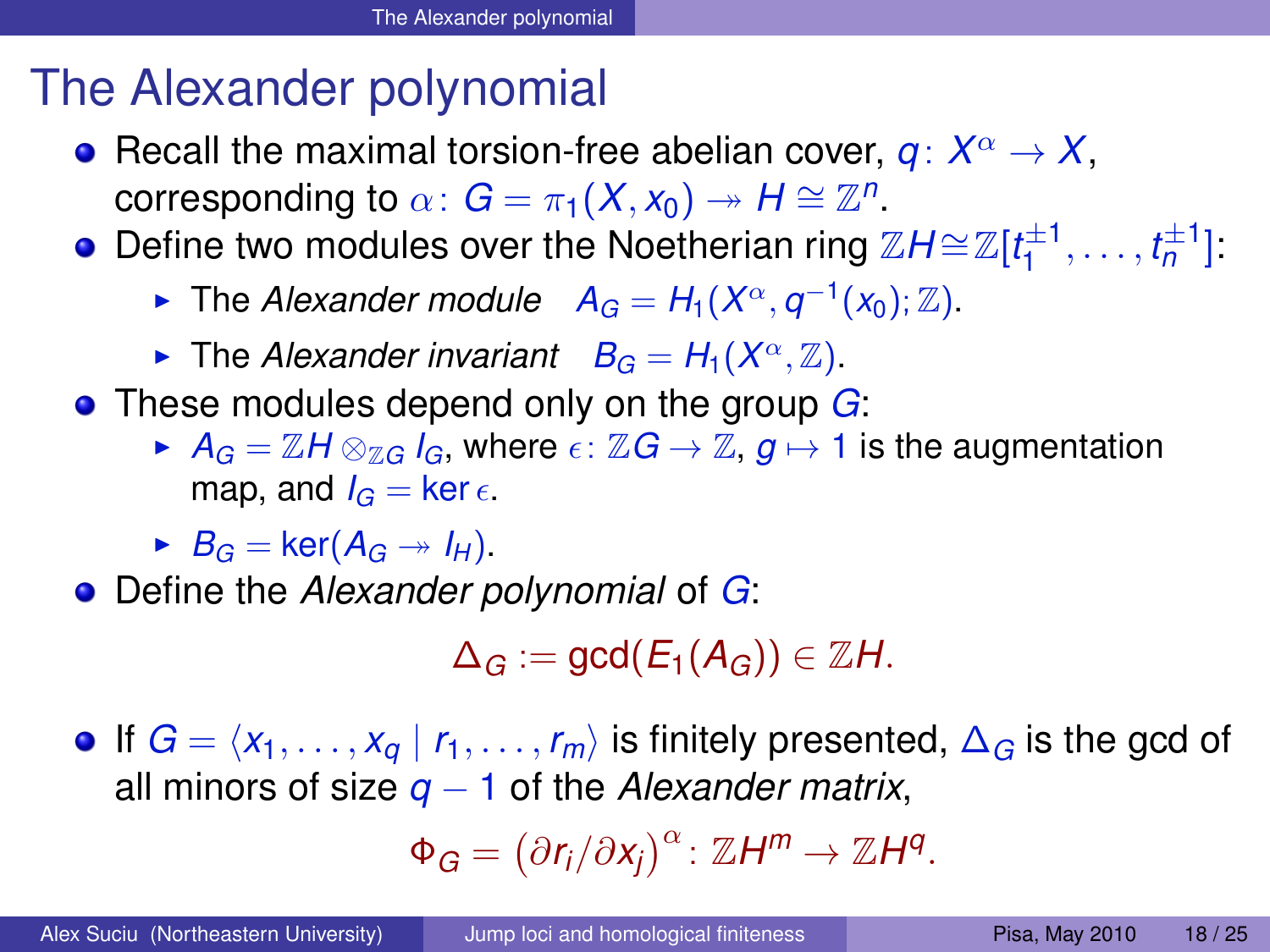# The Alexander polynomial

- Recall the maximal torsion-free abelian cover, $q\colon X^\alpha \to X$, corresponding to $\alpha\colon G = \pi_1(X, x_0) \twoheadrightarrow H \cong \mathbb{Z}^n$.
- Define two modules over the Noetherian ring $\mathbb{Z}H \cong \mathbb{Z}[t_1^{\pm 1}, \dots, t_n^{\pm 1}]$:
  - The *Alexander module* $A_G = H_1(X^\alpha, q^{-1}(x_0); \mathbb{Z})$.
  - The *Alexander invariant* $B_G = H_1(X^\alpha, \mathbb{Z})$.
- These modules depend only on the group $G$:
  - $A_G = \mathbb{Z}H \otimes_{\mathbb{Z}G} I_G$, where $\epsilon\colon \mathbb{Z}G \to \mathbb{Z}$, $g \mapsto 1$ is the augmentation map, and $I_G = \ker \epsilon$.
  - $B_G = \ker(A_G \twoheadrightarrow I_H)$.
- Define the *Alexander polynomial* of $G$:

$$\Delta_G := \gcd(E_1(A_G)) \in \mathbb{Z}H.$$

- If $G = \langle x_1, \dots, x_q \mid r_1, \dots, r_m \rangle$ is finitely presented, $\Delta_G$ is the gcd of all minors of size $q-1$ of the *Alexander matrix*,

$$\Phi_G = \left(\partial r_i / \partial x_j\right)^\alpha \colon \mathbb{Z}H^m \to \mathbb{Z}H^q.$$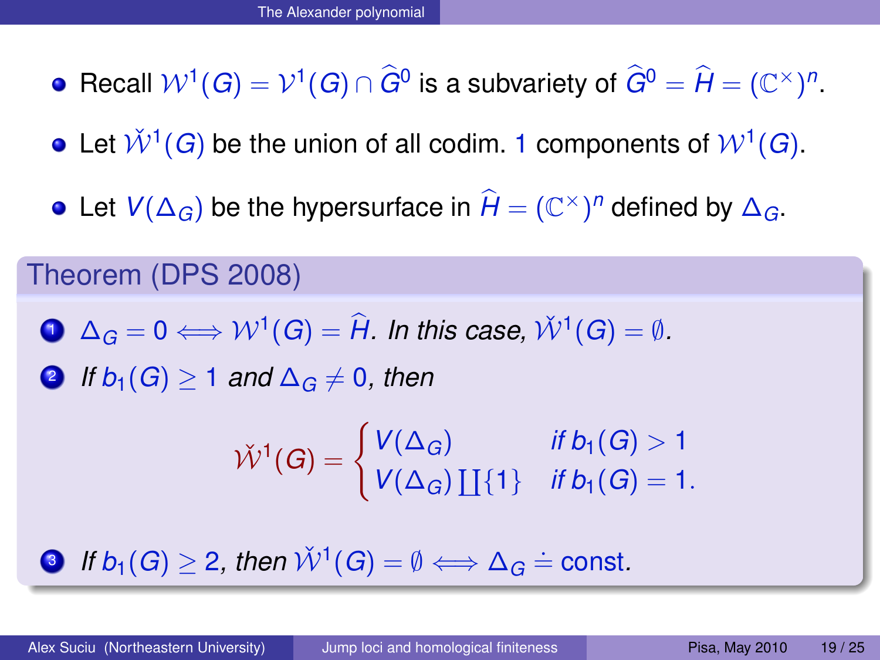## The Alexander polynomial

- Recall $\mathcal{W}^1(G) = \mathcal{V}^1(G) \cap \widehat{G}^0$ is a subvariety of $\widehat{G}^0 = \widehat{H} = (\mathbb{C}^\times)^n$.
- Let $\check{\mathcal{W}}^1(G)$ be the union of all codim. $1$ components of $\mathcal{W}^1(G)$.
- Let $V(\Delta_G)$ be the hypersurface in $\widehat{H} = (\mathbb{C}^\times)^n$ defined by $\Delta_G$.

### Theorem (DPS 2008)

1. $\Delta_G = 0 \iff \mathcal{W}^1(G) = \widehat{H}$. *In this case,* $\check{\mathcal{W}}^1(G) = \emptyset$.
2. *If* $b_1(G) \geq 1$ *and* $\Delta_G \neq 0$, *then*

$$\check{\mathcal{W}}^1(G) = \begin{cases} V(\Delta_G) & \text{if } b_1(G) > 1 \\ V(\Delta_G) \coprod \{1\} & \text{if } b_1(G) = 1. \end{cases}$$

3. *If* $b_1(G) \geq 2$, *then* $\check{\mathcal{W}}^1(G) = \emptyset \iff \Delta_G \doteq \text{const}$.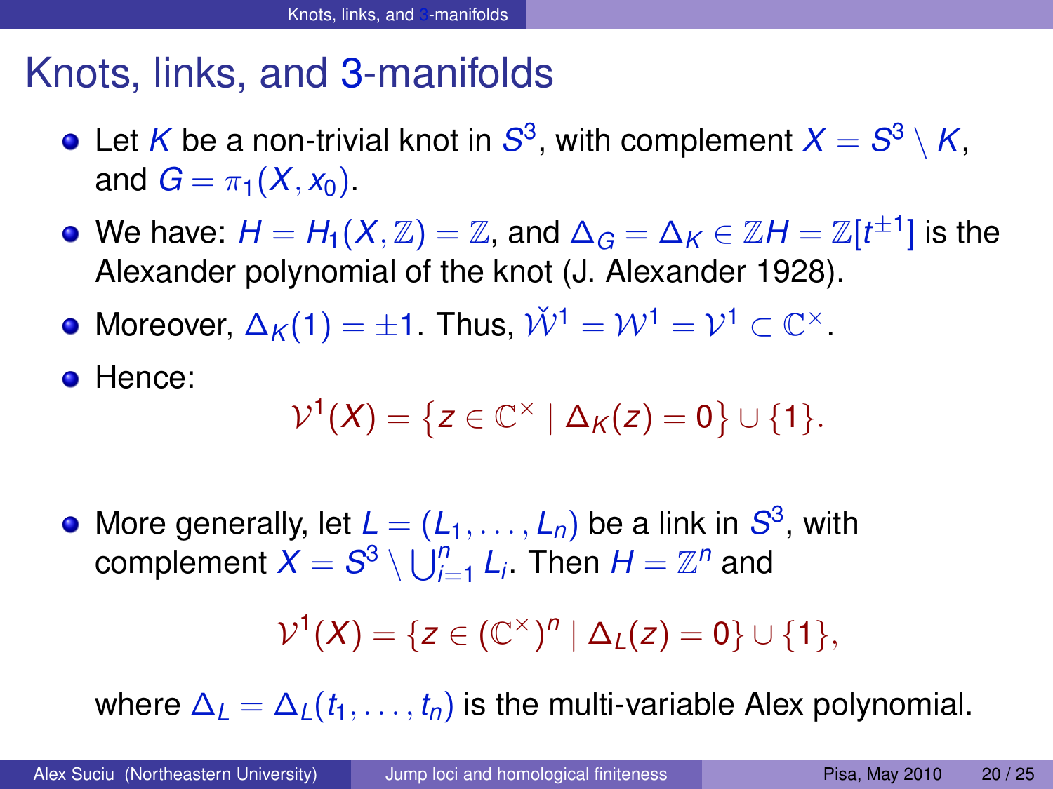# Knots, links, and 3-manifolds

- Let $K$ be a non-trivial knot in $S^3$, with complement $X = S^3 \setminus K$, and $G = \pi_1(X, x_0)$.
- We have: $H = H_1(X, \mathbb{Z}) = \mathbb{Z}$, and $\Delta_G = \Delta_K \in \mathbb{Z}H = \mathbb{Z}[t^{\pm 1}]$ is the Alexander polynomial of the knot (J. Alexander 1928).
- Moreover, $\Delta_K(1) = \pm 1$. Thus, $\check{\mathcal{W}}^1 = \mathcal{W}^1 = \mathcal{V}^1 \subset \mathbb{C}^\times$.
- Hence:

$$\mathcal{V}^1(X) = \{z \in \mathbb{C}^\times \mid \Delta_K(z) = 0\} \cup \{1\}.$$

- More generally, let $L = (L_1, \dots, L_n)$ be a link in $S^3$, with complement $X = S^3 \setminus \bigcup_{i=1}^n L_i$. Then $H = \mathbb{Z}^n$ and

$$\mathcal{V}^1(X) = \{z \in (\mathbb{C}^\times)^n \mid \Delta_L(z) = 0\} \cup \{1\},$$

  where $\Delta_L = \Delta_L(t_1, \dots, t_n)$ is the multi-variable Alex polynomial.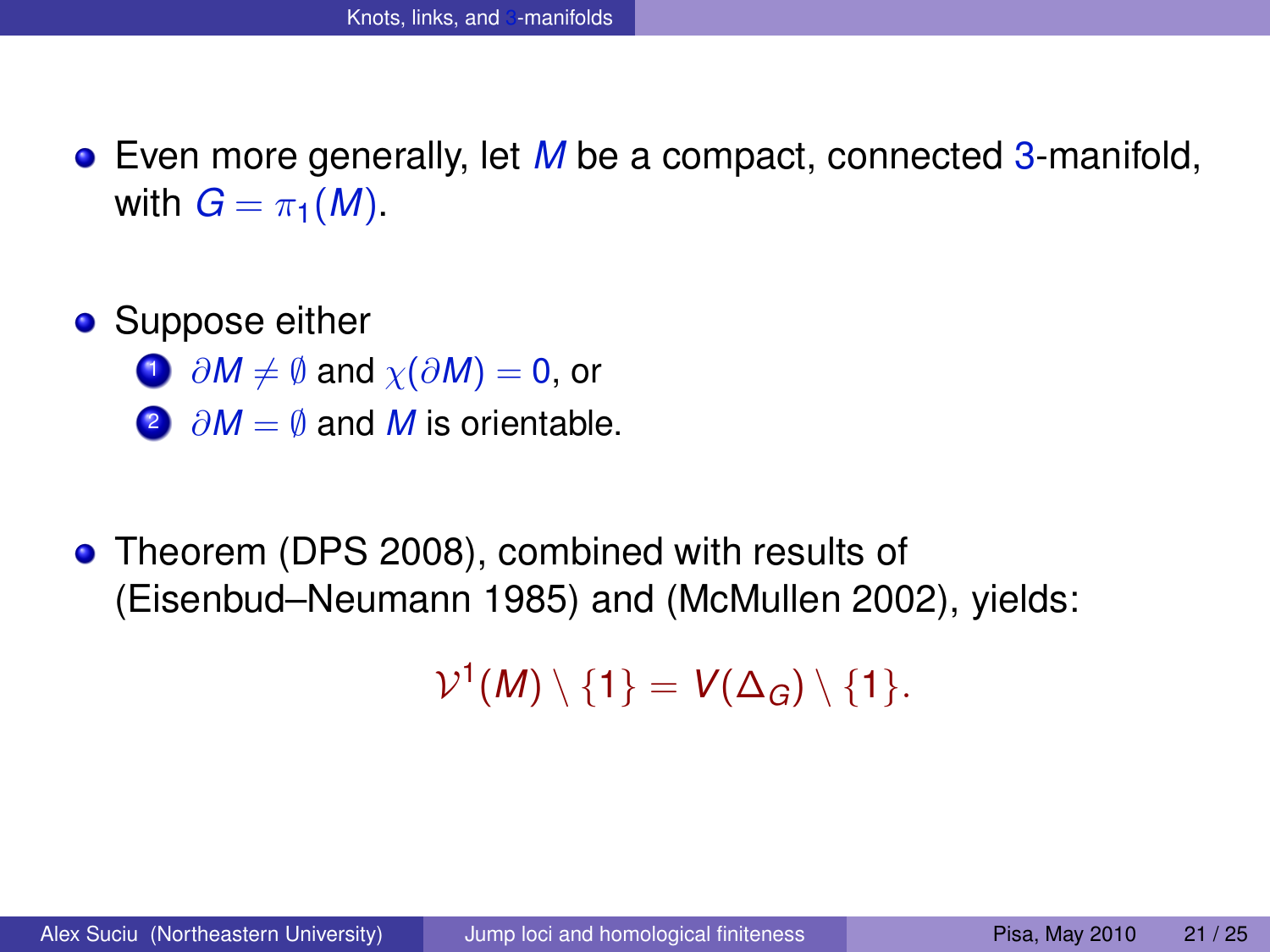- Even more generally, let $M$ be a compact, connected 3-manifold, with $G = \pi_1(M)$.

- Suppose either
  1. $\partial M \neq \emptyset$ and $\chi(\partial M) = 0$, or
  2. $\partial M = \emptyset$ and $M$ is orientable.

- Theorem (DPS 2008), combined with results of (Eisenbud–Neumann 1985) and (McMullen 2002), yields:

$$\mathcal{V}^1(M) \setminus \{1\} = V(\Delta_G) \setminus \{1\}.$$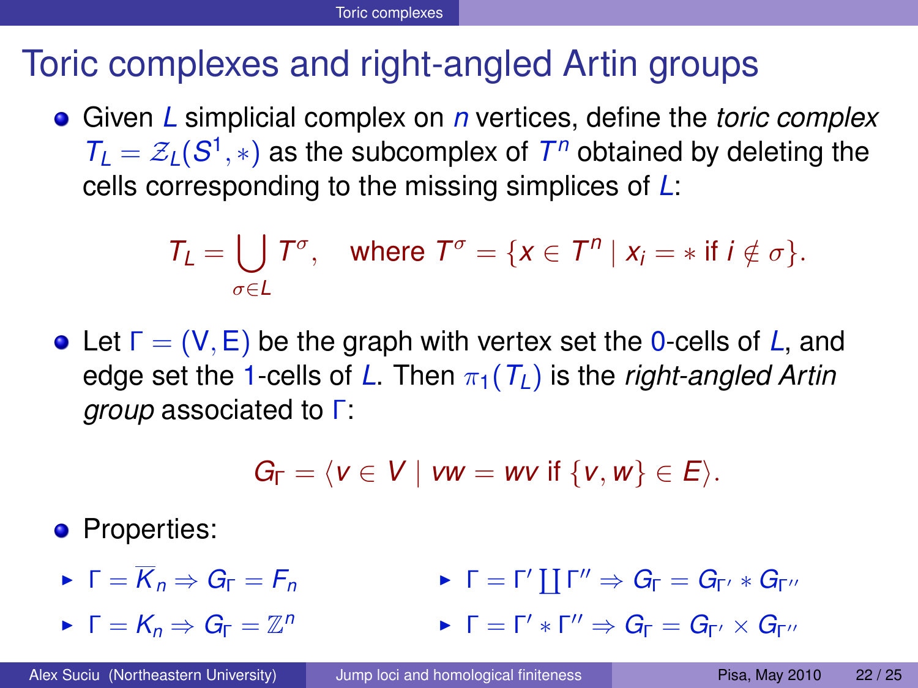# Toric complexes and right-angled Artin groups

- Given $L$ simplicial complex on $n$ vertices, define the *toric complex* $T_L = \mathcal{Z}_L(S^1, *)$ as the subcomplex of $T^n$ obtained by deleting the cells corresponding to the missing simplices of $L$:

$$T_L = \bigcup_{\sigma \in L} T^\sigma, \quad \text{where } T^\sigma = \{x \in T^n \mid x_i = * \text{ if } i \notin \sigma\}.$$

- Let $\Gamma = (\mathsf{V}, \mathsf{E})$ be the graph with vertex set the $0$-cells of $L$, and edge set the $1$-cells of $L$. Then $\pi_1(T_L)$ is the *right-angled Artin group* associated to $\Gamma$:

$$G_\Gamma = \langle v \in V \mid vw = wv \text{ if } \{v, w\} \in E \rangle.$$

- Properties:
  - $\Gamma = \overline{K}_n \Rightarrow G_\Gamma = F_n$
  - $\Gamma = K_n \Rightarrow G_\Gamma = \mathbb{Z}^n$
  - $\Gamma = \Gamma' \coprod \Gamma'' \Rightarrow G_\Gamma = G_{\Gamma'} * G_{\Gamma''}$
  - $\Gamma = \Gamma' * \Gamma'' \Rightarrow G_\Gamma = G_{\Gamma'} \times G_{\Gamma''}$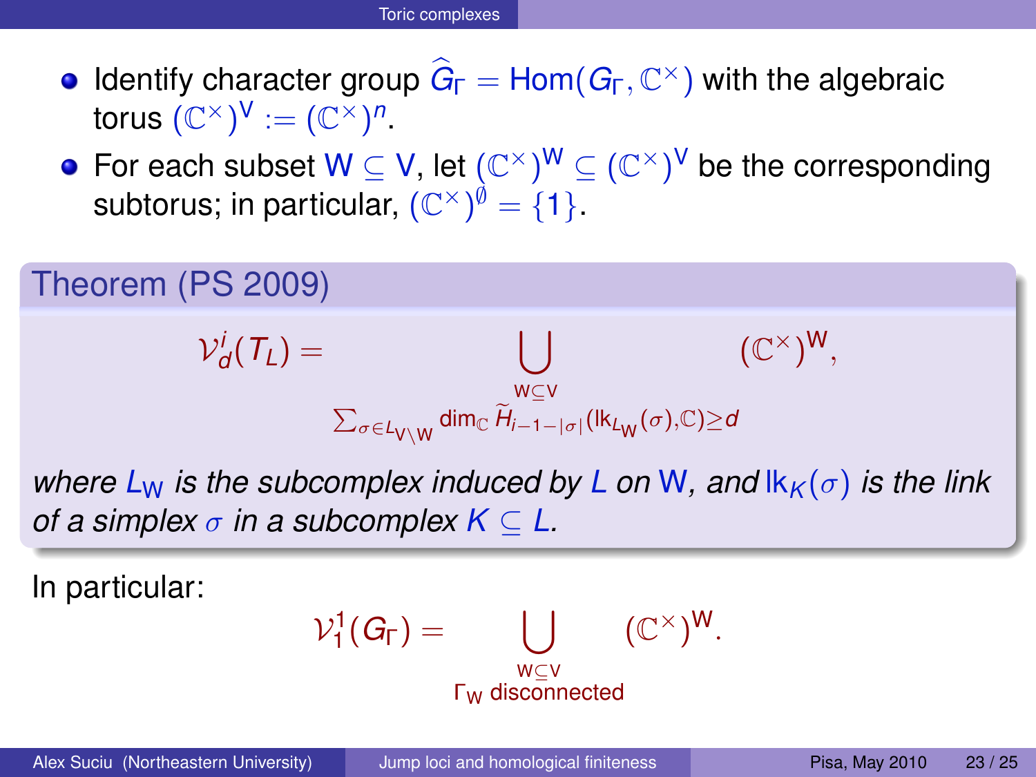- Identify character group $\widehat{G}_\Gamma = \mathrm{Hom}(G_\Gamma, \mathbb{C}^\times)$ with the algebraic torus $(\mathbb{C}^\times)^{\mathsf{V}} := (\mathbb{C}^\times)^n$.
- For each subset $\mathsf{W} \subseteq \mathsf{V}$, let $(\mathbb{C}^\times)^{\mathsf{W}} \subseteq (\mathbb{C}^\times)^{\mathsf{V}}$ be the corresponding subtorus; in particular, $(\mathbb{C}^\times)^{\emptyset} = \{1\}$.

**Theorem (PS 2009)**

$$\mathcal{V}^i_d(T_L) = \bigcup_{\substack{\mathsf{W} \subseteq \mathsf{V} \\ \sum_{\sigma \in L_{\mathsf{V}\setminus\mathsf{W}}} \dim_{\mathbb{C}} \widetilde{H}_{i-1-|\sigma|}(\mathrm{lk}_{L_{\mathsf{W}}}(\sigma), \mathbb{C}) \geq d}} (\mathbb{C}^\times)^{\mathsf{W}},$$

*where $L_{\mathsf{W}}$ is the subcomplex induced by $L$ on $\mathsf{W}$, and $\mathrm{lk}_K(\sigma)$ is the link of a simplex $\sigma$ in a subcomplex $K \subseteq L$.*

In particular:

$$\mathcal{V}^1_1(G_\Gamma) = \bigcup_{\substack{\mathsf{W} \subseteq \mathsf{V} \\ \Gamma_{\mathsf{W}} \text{ disconnected}}} (\mathbb{C}^\times)^{\mathsf{W}}.$$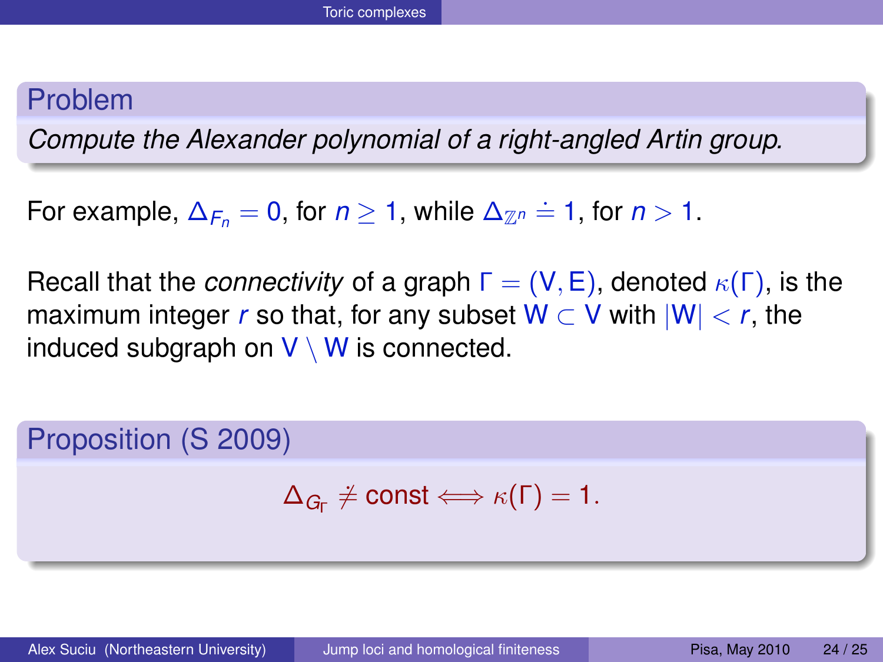## Problem

*Compute the Alexander polynomial of a right-angled Artin group.*

For example, $\Delta_{F_n} = 0$, for $n \geq 1$, while $\Delta_{\mathbb{Z}^n} \doteq 1$, for $n > 1$.

Recall that the *connectivity* of a graph $\Gamma = (V, E)$, denoted $\kappa(\Gamma)$, is the maximum integer $r$ so that, for any subset $W \subset V$ with $|W| < r$, the induced subgraph on $V \setminus W$ is connected.

## Proposition (S 2009)

$$\Delta_{G_\Gamma} \not\doteq \text{const} \iff \kappa(\Gamma) = 1.$$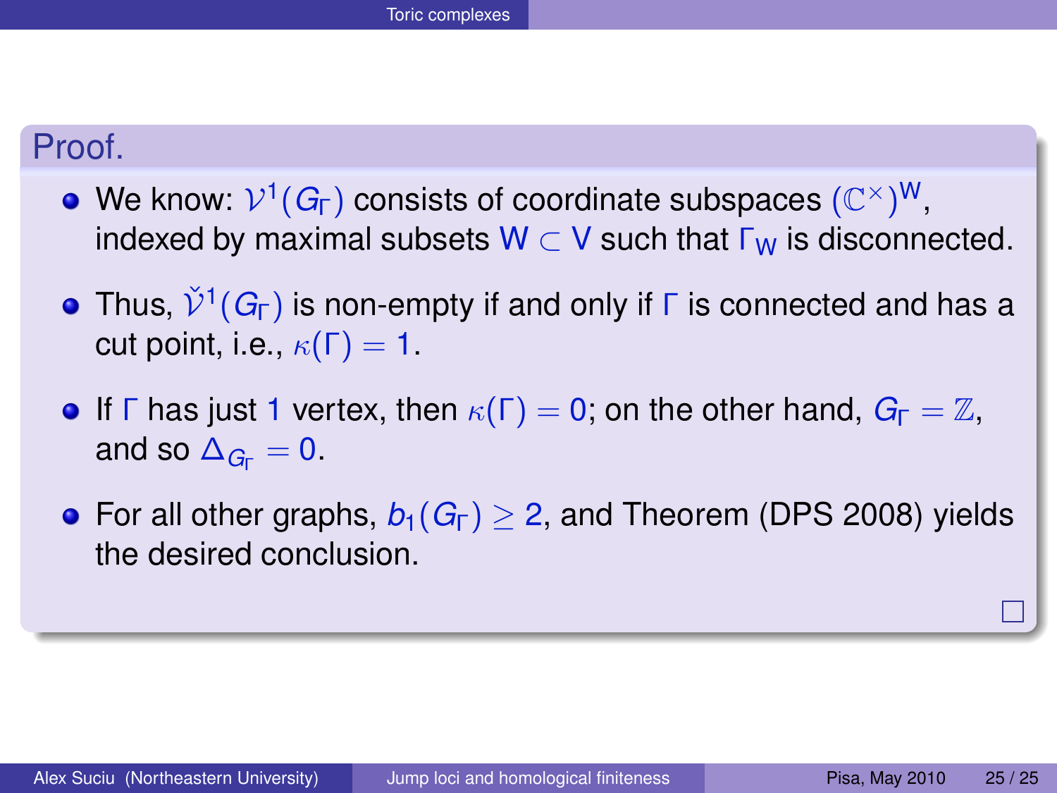**Proof.**

- We know: $\mathcal{V}^1(G_\Gamma)$ consists of coordinate subspaces $(\mathbb{C}^\times)^{\mathsf{W}}$, indexed by maximal subsets $\mathsf{W} \subset \mathsf{V}$ such that $\Gamma_{\mathsf{W}}$ is disconnected.
- Thus, $\check{\mathcal{V}}^1(G_\Gamma)$ is non-empty if and only if $\Gamma$ is connected and has a cut point, i.e., $\kappa(\Gamma) = 1$.
- If $\Gamma$ has just $1$ vertex, then $\kappa(\Gamma) = 0$; on the other hand, $G_\Gamma = \mathbb{Z}$, and so $\Delta_{G_\Gamma} = 0$.
- For all other graphs, $b_1(G_\Gamma) \geq 2$, and Theorem (DPS 2008) yields the desired conclusion.

□